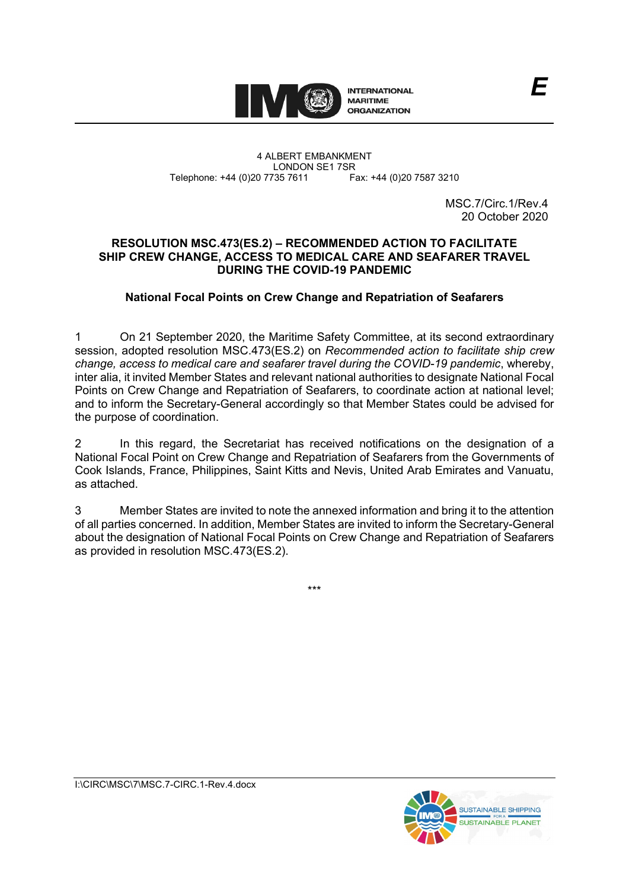INTERNATIONAL MARITIME ORGANIZATION

E

4 ALBERT EMBANKMENT
LONDON SE1 7SR
Telephone: +44 (0)20 7735 7611 Fax: +44 (0)20 7587 3210

MSC.7/Circ.1/Rev.4
20 October 2020

**RESOLUTION MSC.473(ES.2) – RECOMMENDED ACTION TO FACILITATE SHIP CREW CHANGE, ACCESS TO MEDICAL CARE AND SEAFARER TRAVEL DURING THE COVID-19 PANDEMIC**

**National Focal Points on Crew Change and Repatriation of Seafarers**

1 On 21 September 2020, the Maritime Safety Committee, at its second extraordinary session, adopted resolution MSC.473(ES.2) on *Recommended action to facilitate ship crew change, access to medical care and seafarer travel during the COVID-19 pandemic*, whereby, inter alia, it invited Member States and relevant national authorities to designate National Focal Points on Crew Change and Repatriation of Seafarers, to coordinate action at national level; and to inform the Secretary-General accordingly so that Member States could be advised for the purpose of coordination.

2 In this regard, the Secretariat has received notifications on the designation of a National Focal Point on Crew Change and Repatriation of Seafarers from the Governments of Cook Islands, France, Philippines, Saint Kitts and Nevis, United Arab Emirates and Vanuatu, as attached.

3 Member States are invited to note the annexed information and bring it to the attention of all parties concerned. In addition, Member States are invited to inform the Secretary-General about the designation of National Focal Points on Crew Change and Repatriation of Seafarers as provided in resolution MSC.473(ES.2).

\*\*\*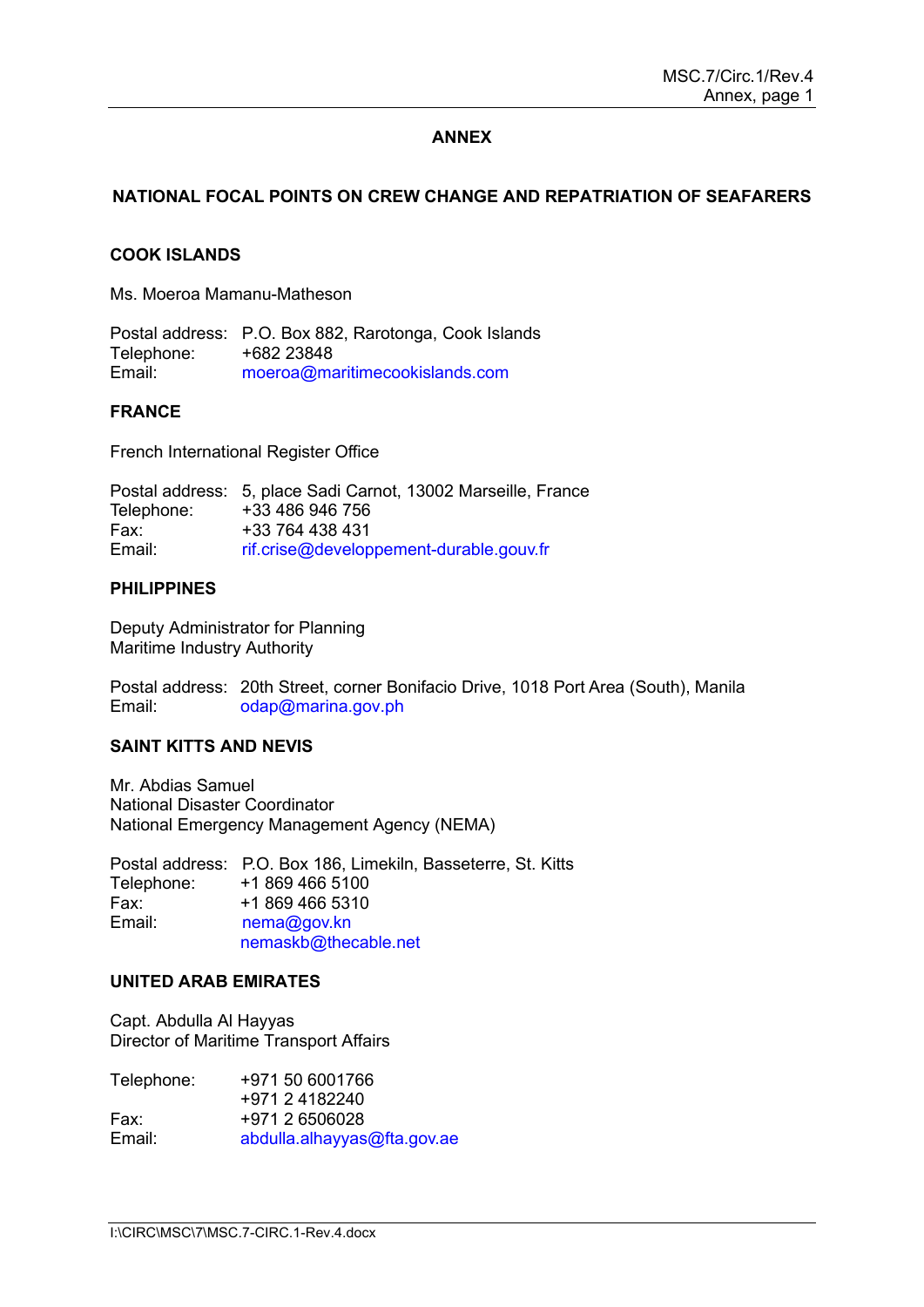# ANNEX

## NATIONAL FOCAL POINTS ON CREW CHANGE AND REPATRIATION OF SEAFARERS

### COOK ISLANDS

Ms. Moeroa Mamanu-Matheson

Postal address: P.O. Box 882, Rarotonga, Cook Islands
Telephone: +682 23848
Email: moeroa@maritimecookislands.com

### FRANCE

French International Register Office

Postal address: 5, place Sadi Carnot, 13002 Marseille, France
Telephone: +33 486 946 756
Fax: +33 764 438 431
Email: rif.crise@developpement-durable.gouv.fr

### PHILIPPINES

Deputy Administrator for Planning
Maritime Industry Authority

Postal address: 20th Street, corner Bonifacio Drive, 1018 Port Area (South), Manila
Email: odap@marina.gov.ph

### SAINT KITTS AND NEVIS

Mr. Abdias Samuel
National Disaster Coordinator
National Emergency Management Agency (NEMA)

Postal address: P.O. Box 186, Limekiln, Basseterre, St. Kitts
Telephone: +1 869 466 5100
Fax: +1 869 466 5310
Email: nema@gov.kn
nemaskb@thecable.net

### UNITED ARAB EMIRATES

Capt. Abdulla Al Hayyas
Director of Maritime Transport Affairs

Telephone: +971 50 6001766
+971 2 4182240
Fax: +971 2 6506028
Email: abdulla.alhayyas@fta.gov.ae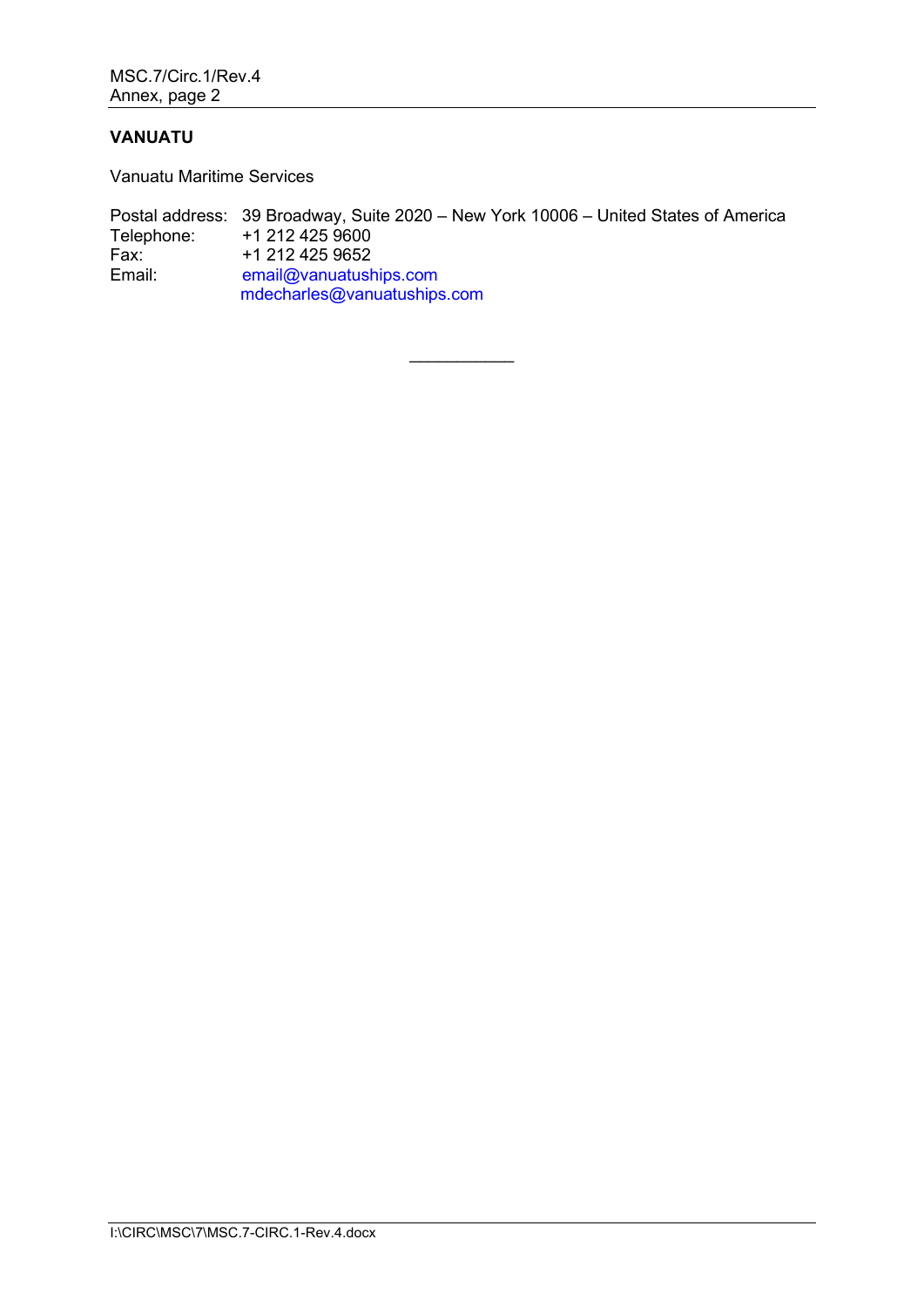**VANUATU**

Vanuatu Maritime Services

| | |
|---|---|
| Postal address: | 39 Broadway, Suite 2020 – New York 10006 – United States of America |
| Telephone: | +1 212 425 9600 |
| Fax: | +1 212 425 9652 |
| Email: | email@vanuatuships.com<br>mdecharles@vanuatuships.com |

___________